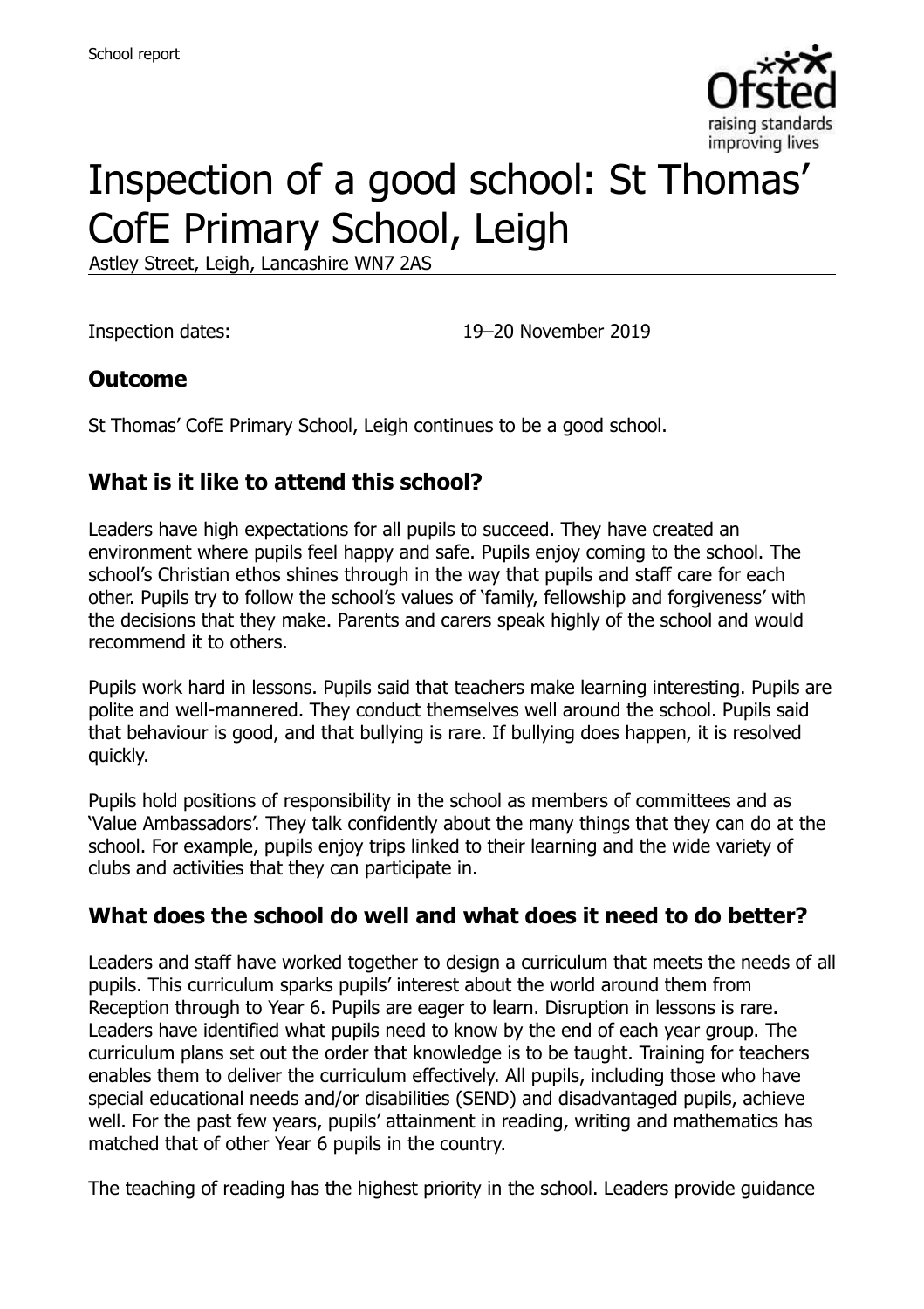# Inspection of a good school: St Thomas' CofE Primary School, Leigh

Astley Street, Leigh, Lancashire WN7 2AS

Inspection dates: 19–20 November 2019

## Outcome

St Thomas' CofE Primary School, Leigh continues to be a good school.

## What is it like to attend this school?

Leaders have high expectations for all pupils to succeed. They have created an environment where pupils feel happy and safe. Pupils enjoy coming to the school. The school's Christian ethos shines through in the way that pupils and staff care for each other. Pupils try to follow the school's values of 'family, fellowship and forgiveness' with the decisions that they make. Parents and carers speak highly of the school and would recommend it to others.

Pupils work hard in lessons. Pupils said that teachers make learning interesting. Pupils are polite and well-mannered. They conduct themselves well around the school. Pupils said that behaviour is good, and that bullying is rare. If bullying does happen, it is resolved quickly.

Pupils hold positions of responsibility in the school as members of committees and as 'Value Ambassadors'. They talk confidently about the many things that they can do at the school. For example, pupils enjoy trips linked to their learning and the wide variety of clubs and activities that they can participate in.

## What does the school do well and what does it need to do better?

Leaders and staff have worked together to design a curriculum that meets the needs of all pupils. This curriculum sparks pupils' interest about the world around them from Reception through to Year 6. Pupils are eager to learn. Disruption in lessons is rare. Leaders have identified what pupils need to know by the end of each year group. The curriculum plans set out the order that knowledge is to be taught. Training for teachers enables them to deliver the curriculum effectively. All pupils, including those who have special educational needs and/or disabilities (SEND) and disadvantaged pupils, achieve well. For the past few years, pupils' attainment in reading, writing and mathematics has matched that of other Year 6 pupils in the country.

The teaching of reading has the highest priority in the school. Leaders provide guidance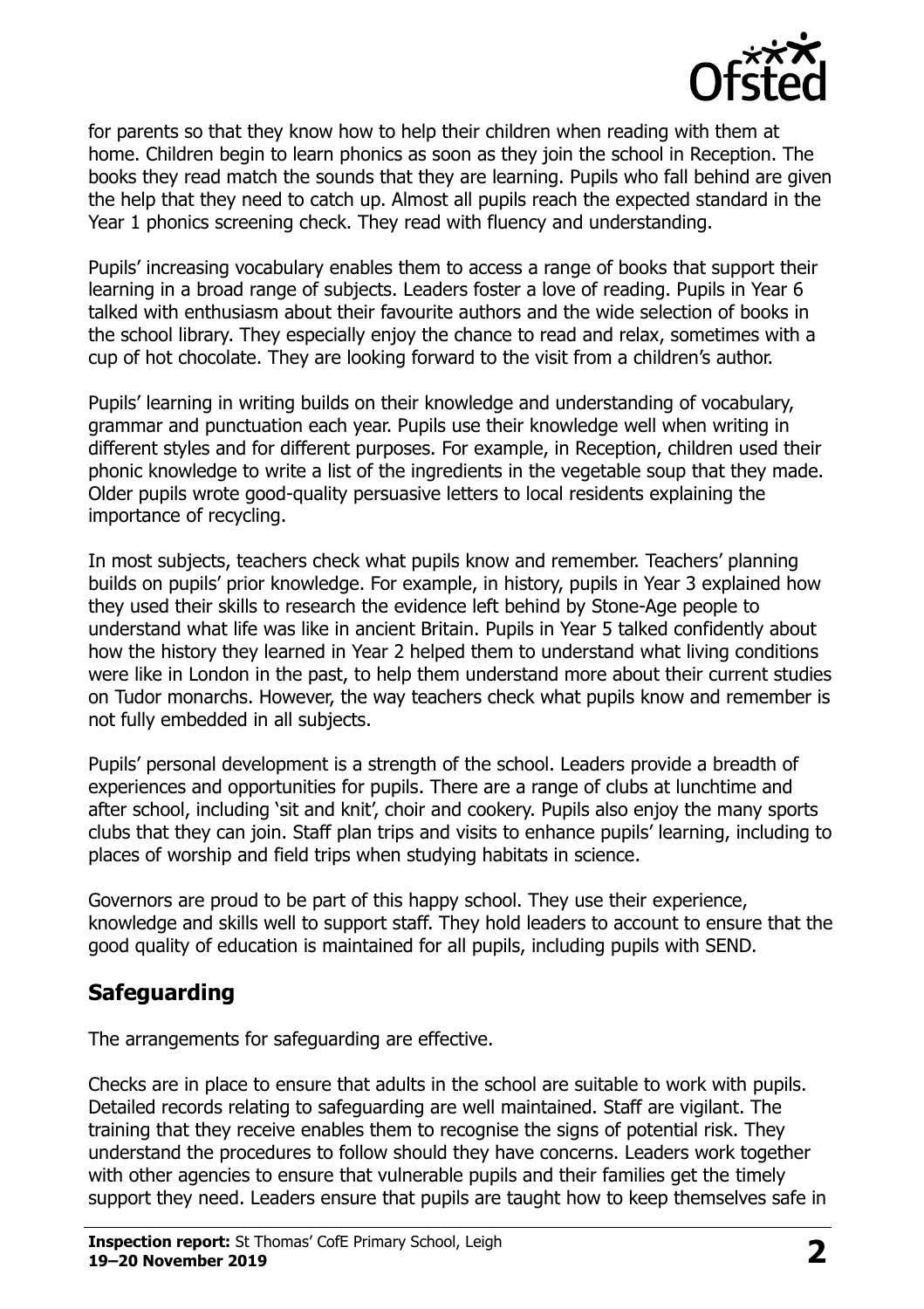for parents so that they know how to help their children when reading with them at home. Children begin to learn phonics as soon as they join the school in Reception. The books they read match the sounds that they are learning. Pupils who fall behind are given the help that they need to catch up. Almost all pupils reach the expected standard in the Year 1 phonics screening check. They read with fluency and understanding.

Pupils' increasing vocabulary enables them to access a range of books that support their learning in a broad range of subjects. Leaders foster a love of reading. Pupils in Year 6 talked with enthusiasm about their favourite authors and the wide selection of books in the school library. They especially enjoy the chance to read and relax, sometimes with a cup of hot chocolate. They are looking forward to the visit from a children's author.

Pupils' learning in writing builds on their knowledge and understanding of vocabulary, grammar and punctuation each year. Pupils use their knowledge well when writing in different styles and for different purposes. For example, in Reception, children used their phonic knowledge to write a list of the ingredients in the vegetable soup that they made. Older pupils wrote good-quality persuasive letters to local residents explaining the importance of recycling.

In most subjects, teachers check what pupils know and remember. Teachers' planning builds on pupils' prior knowledge. For example, in history, pupils in Year 3 explained how they used their skills to research the evidence left behind by Stone-Age people to understand what life was like in ancient Britain. Pupils in Year 5 talked confidently about how the history they learned in Year 2 helped them to understand what living conditions were like in London in the past, to help them understand more about their current studies on Tudor monarchs. However, the way teachers check what pupils know and remember is not fully embedded in all subjects.

Pupils' personal development is a strength of the school. Leaders provide a breadth of experiences and opportunities for pupils. There are a range of clubs at lunchtime and after school, including 'sit and knit', choir and cookery. Pupils also enjoy the many sports clubs that they can join. Staff plan trips and visits to enhance pupils' learning, including to places of worship and field trips when studying habitats in science.

Governors are proud to be part of this happy school. They use their experience, knowledge and skills well to support staff. They hold leaders to account to ensure that the good quality of education is maintained for all pupils, including pupils with SEND.

## Safeguarding

The arrangements for safeguarding are effective.

Checks are in place to ensure that adults in the school are suitable to work with pupils. Detailed records relating to safeguarding are well maintained. Staff are vigilant. The training that they receive enables them to recognise the signs of potential risk. They understand the procedures to follow should they have concerns. Leaders work together with other agencies to ensure that vulnerable pupils and their families get the timely support they need. Leaders ensure that pupils are taught how to keep themselves safe in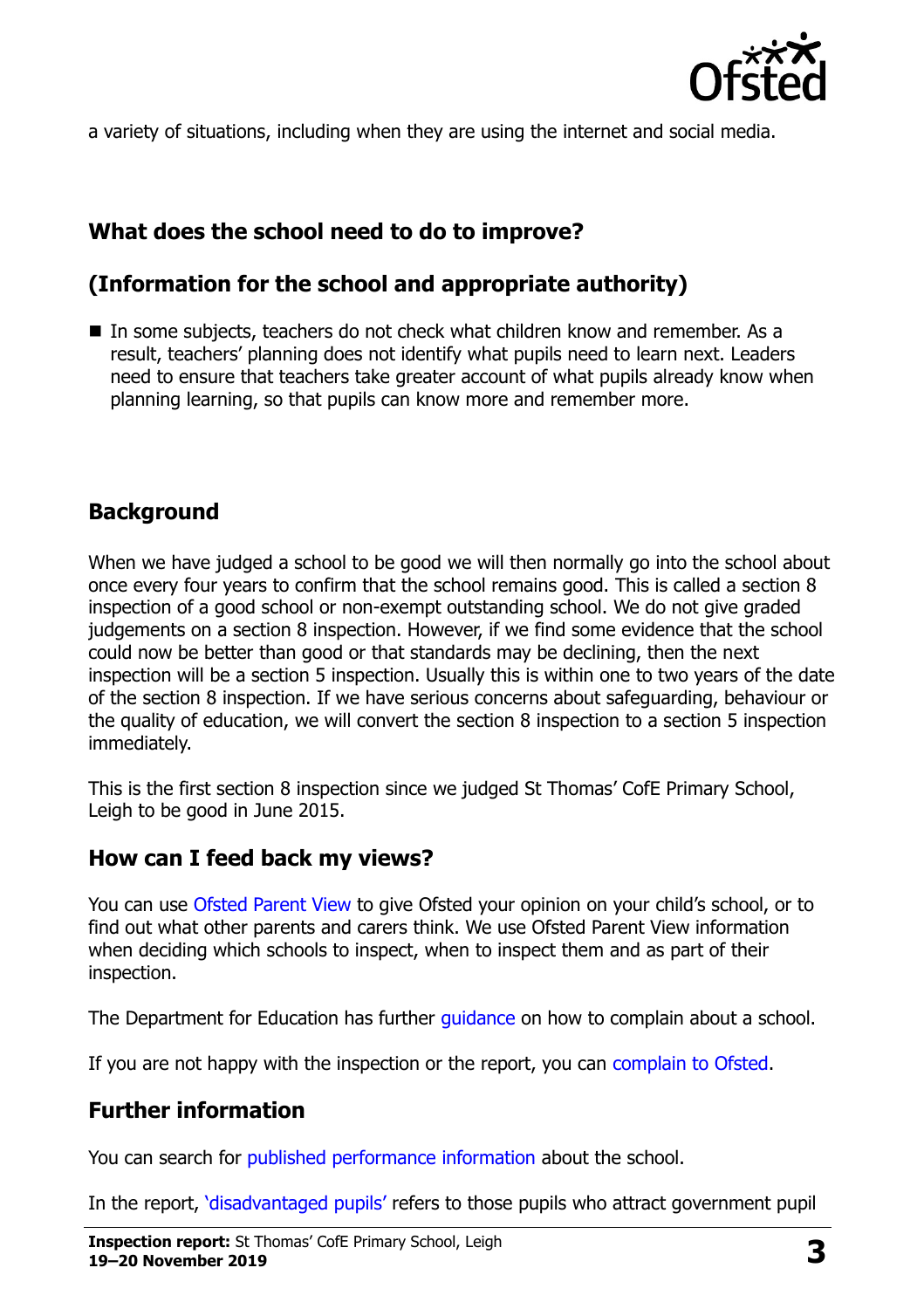a variety of situations, including when they are using the internet and social media.

## What does the school need to do to improve?

## (Information for the school and appropriate authority)

- In some subjects, teachers do not check what children know and remember. As a result, teachers' planning does not identify what pupils need to learn next. Leaders need to ensure that teachers take greater account of what pupils already know when planning learning, so that pupils can know more and remember more.

## Background

When we have judged a school to be good we will then normally go into the school about once every four years to confirm that the school remains good. This is called a section 8 inspection of a good school or non-exempt outstanding school. We do not give graded judgements on a section 8 inspection. However, if we find some evidence that the school could now be better than good or that standards may be declining, then the next inspection will be a section 5 inspection. Usually this is within one to two years of the date of the section 8 inspection. If we have serious concerns about safeguarding, behaviour or the quality of education, we will convert the section 8 inspection to a section 5 inspection immediately.

This is the first section 8 inspection since we judged St Thomas' CofE Primary School, Leigh to be good in June 2015.

## How can I feed back my views?

You can use Ofsted Parent View to give Ofsted your opinion on your child's school, or to find out what other parents and carers think. We use Ofsted Parent View information when deciding which schools to inspect, when to inspect them and as part of their inspection.

The Department for Education has further guidance on how to complain about a school.

If you are not happy with the inspection or the report, you can complain to Ofsted.

## Further information

You can search for published performance information about the school.

In the report, 'disadvantaged pupils' refers to those pupils who attract government pupil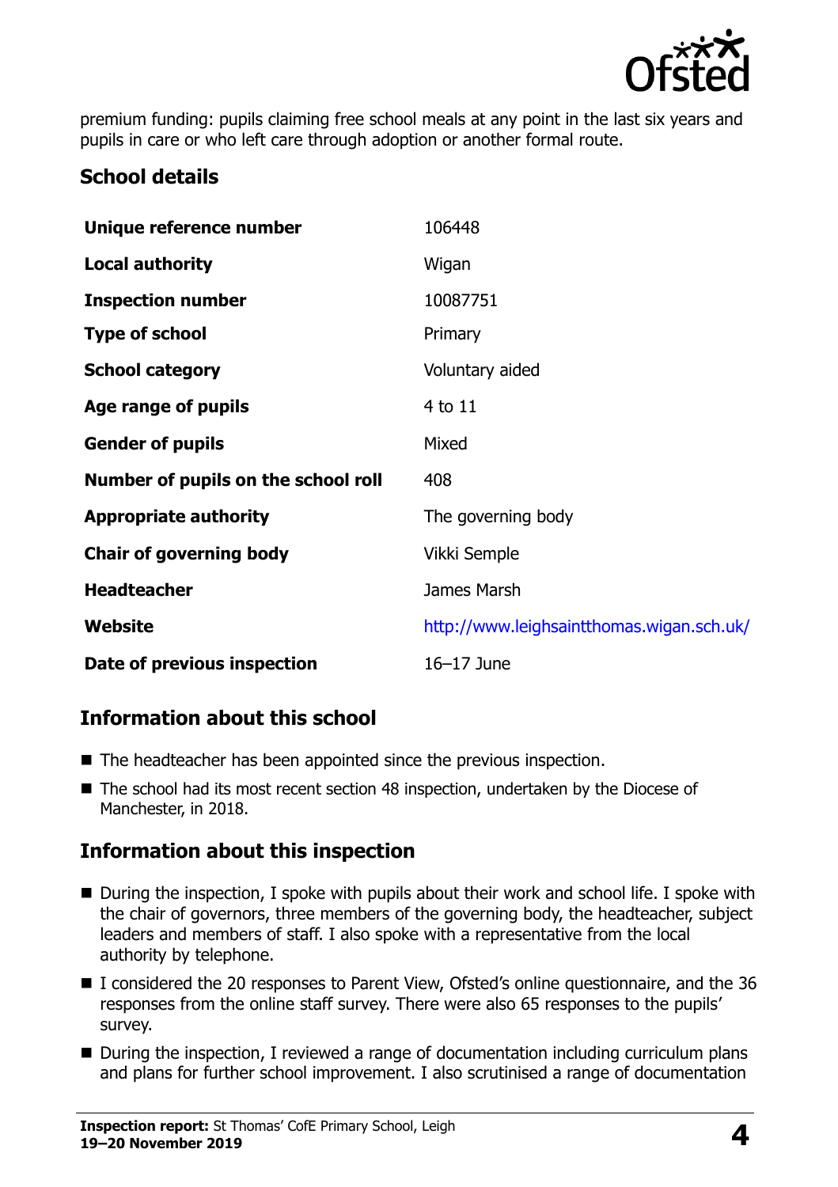premium funding: pupils claiming free school meals at any point in the last six years and pupils in care or who left care through adoption or another formal route.

## School details

| | |
|---|---|
| **Unique reference number** | 106448 |
| **Local authority** | Wigan |
| **Inspection number** | 10087751 |
| **Type of school** | Primary |
| **School category** | Voluntary aided |
| **Age range of pupils** | 4 to 11 |
| **Gender of pupils** | Mixed |
| **Number of pupils on the school roll** | 408 |
| **Appropriate authority** | The governing body |
| **Chair of governing body** | Vikki Semple |
| **Headteacher** | James Marsh |
| **Website** | http://www.leighsaintthomas.wigan.sch.uk/ |
| **Date of previous inspection** | 16–17 June |

## Information about this school

- The headteacher has been appointed since the previous inspection.
- The school had its most recent section 48 inspection, undertaken by the Diocese of Manchester, in 2018.

## Information about this inspection

- During the inspection, I spoke with pupils about their work and school life. I spoke with the chair of governors, three members of the governing body, the headteacher, subject leaders and members of staff. I also spoke with a representative from the local authority by telephone.
- I considered the 20 responses to Parent View, Ofsted's online questionnaire, and the 36 responses from the online staff survey. There were also 65 responses to the pupils' survey.
- During the inspection, I reviewed a range of documentation including curriculum plans and plans for further school improvement. I also scrutinised a range of documentation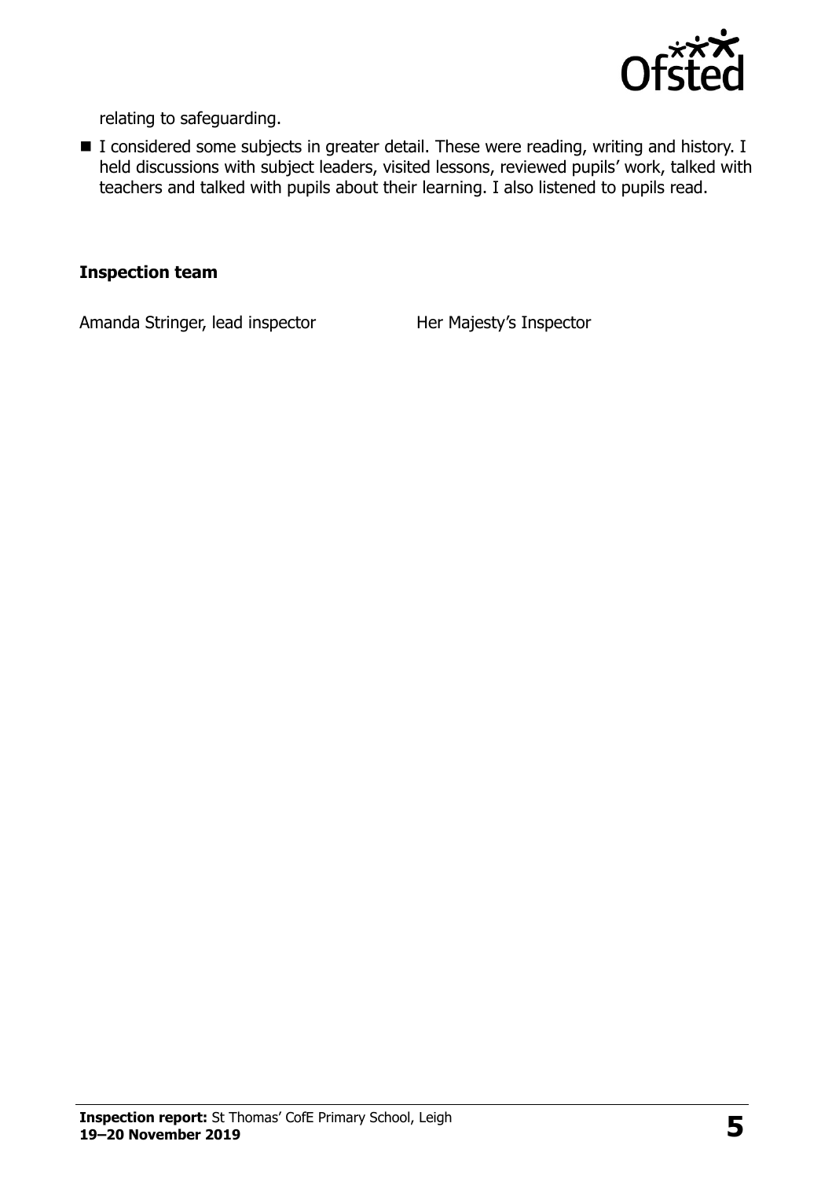relating to safeguarding.

- I considered some subjects in greater detail. These were reading, writing and history. I held discussions with subject leaders, visited lessons, reviewed pupils' work, talked with teachers and talked with pupils about their learning. I also listened to pupils read.

### Inspection team

| | |
|---|---|
| Amanda Stringer, lead inspector | Her Majesty's Inspector |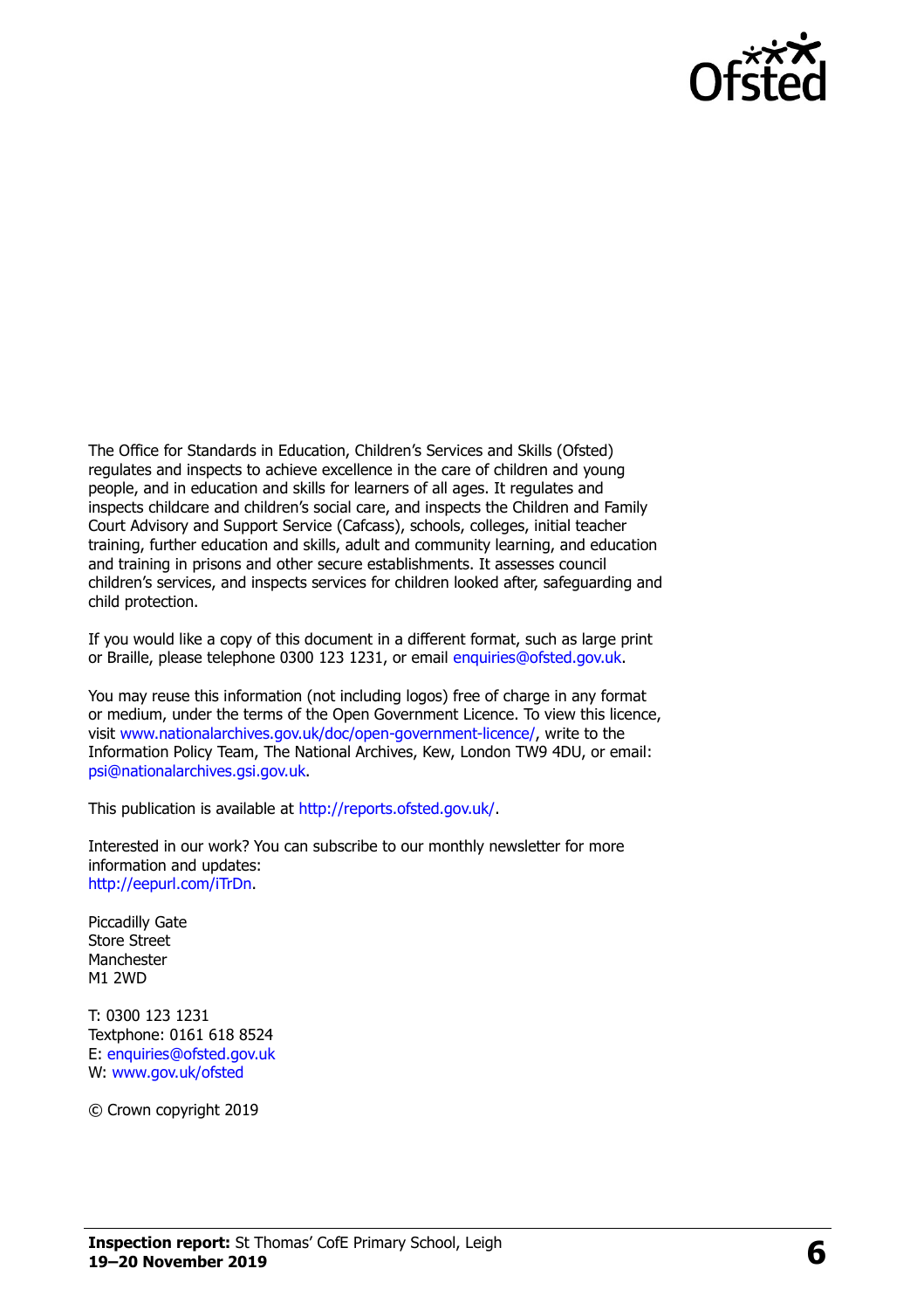The Office for Standards in Education, Children's Services and Skills (Ofsted) regulates and inspects to achieve excellence in the care of children and young people, and in education and skills for learners of all ages. It regulates and inspects childcare and children's social care, and inspects the Children and Family Court Advisory and Support Service (Cafcass), schools, colleges, initial teacher training, further education and skills, adult and community learning, and education and training in prisons and other secure establishments. It assesses council children's services, and inspects services for children looked after, safeguarding and child protection.

If you would like a copy of this document in a different format, such as large print or Braille, please telephone 0300 123 1231, or email enquiries@ofsted.gov.uk.

You may reuse this information (not including logos) free of charge in any format or medium, under the terms of the Open Government Licence. To view this licence, visit www.nationalarchives.gov.uk/doc/open-government-licence/, write to the Information Policy Team, The National Archives, Kew, London TW9 4DU, or email: psi@nationalarchives.gsi.gov.uk.

This publication is available at http://reports.ofsted.gov.uk/.

Interested in our work? You can subscribe to our monthly newsletter for more information and updates: http://eepurl.com/iTrDn.

Piccadilly Gate
Store Street
Manchester
M1 2WD

T: 0300 123 1231
Textphone: 0161 618 8524
E: enquiries@ofsted.gov.uk
W: www.gov.uk/ofsted

© Crown copyright 2019